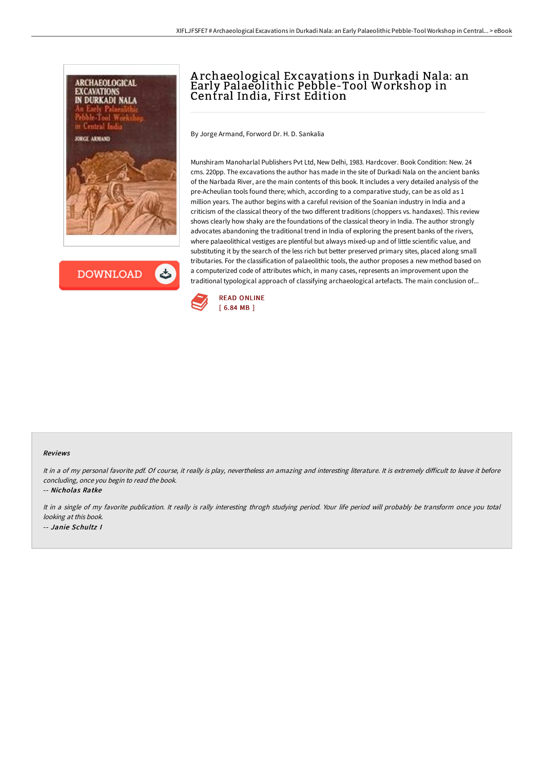# Archaeological Excavations in Durkadi Nala: an Early Palaeolithic Pebble-Tool Workshop in Central India, First Edition

By Jorge Armand, Forword Dr. H. D. Sankalia

Munshiram Manoharlal Publishers Pvt Ltd, New Delhi, 1983. Hardcover. Book Condition: New. 24 cms. 220pp. The excavations the author has made in the site of Durkadi Nala on the ancient banks of the Narbada River, are the main contents of this book. It includes a very detailed analysis of the pre-Acheulian tools found there; which, according to a comparative study, can be as old as 1 million years. The author begins with a careful revision of the Soanian industry in India and a criticism of the classical theory of the two different traditions (choppers vs. handaxes). This review shows clearly how shaky are the foundations of the classical theory in India. The author strongly advocates abandoning the traditional trend in India of exploring the present banks of the rivers, where palaeolithical vestiges are plentiful but always mixed-up and of little scientific value, and substituting it by the search of the less rich but better preserved primary sites, placed along small tributaries. For the classification of palaeolithic tools, the author proposes a new method based on a computerized code of attributes which, in many cases, represents an improvement upon the traditional typological approach of classifying archaeological artefacts. The main conclusion of...

DOWNLOAD

READ ONLINE
[ 6.84 MB ]

## Reviews

*It in a of my personal favorite pdf. Of course, it really is play, nevertheless an amazing and interesting literature. It is extremely difficult to leave it before concluding, once you begin to read the book.*

-- ***Nicholas Ratke***

*It in a single of my favorite publication. It really is rally interesting throgh studying period. Your life period will probably be transform once you total looking at this book.*

-- ***Janie Schultz I***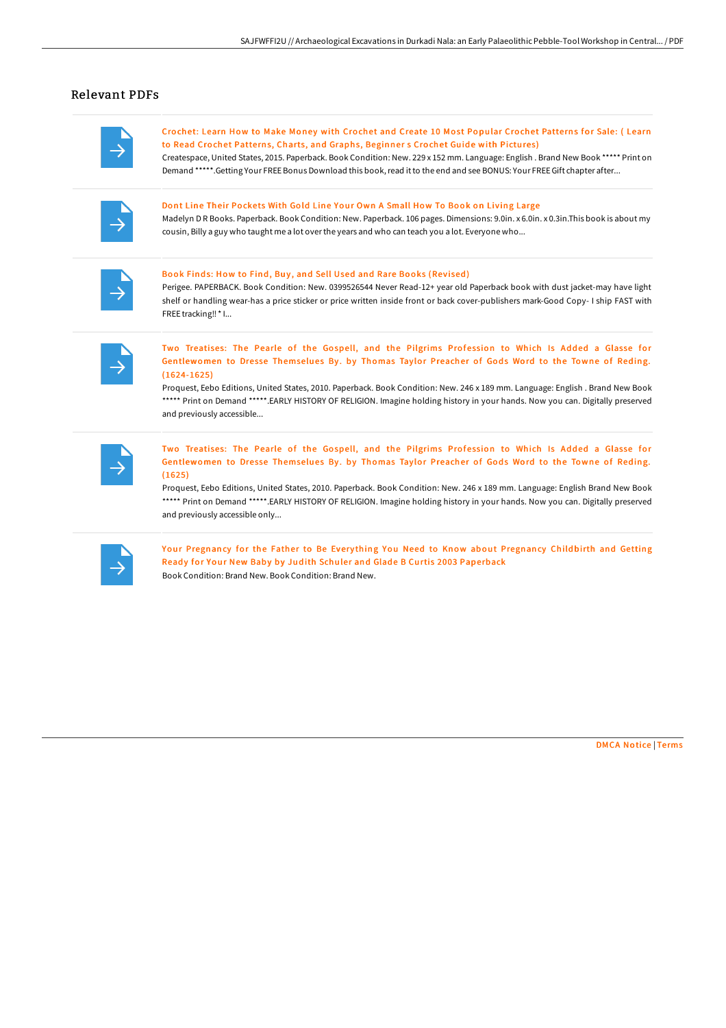## Relevant PDFs

**Crochet: Learn How to Make Money with Crochet and Create 10 Most Popular Crochet Patterns for Sale: ( Learn to Read Crochet Patterns, Charts, and Graphs, Beginner s Crochet Guide with Pictures)**

Createspace, United States, 2015. Paperback. Book Condition: New. 229 x 152 mm. Language: English . Brand New Book ***** Print on Demand *****.Getting Your FREE Bonus Download this book, read it to the end and see BONUS: Your FREE Gift chapter after...

**Dont Line Their Pockets With Gold Line Your Own A Small How To Book on Living Large**

Madelyn D R Books. Paperback. Book Condition: New. Paperback. 106 pages. Dimensions: 9.0in. x 6.0in. x 0.3in.This book is about my cousin, Billy a guy who taught me a lot over the years and who can teach you a lot. Everyone who...

**Book Finds: How to Find, Buy, and Sell Used and Rare Books (Revised)**

Perigee. PAPERBACK. Book Condition: New. 0399526544 Never Read-12+ year old Paperback book with dust jacket-may have light shelf or handling wear-has a price sticker or price written inside front or back cover-publishers mark-Good Copy- I ship FAST with FREE tracking!! * I...

**Two Treatises: The Pearle of the Gospell, and the Pilgrims Profession to Which Is Added a Glasse for Gentlewomen to Dresse Themselues By. by Thomas Taylor Preacher of Gods Word to the Towne of Reding. (1624-1625)**

Proquest, Eebo Editions, United States, 2010. Paperback. Book Condition: New. 246 x 189 mm. Language: English . Brand New Book ***** Print on Demand *****.EARLY HISTORY OF RELIGION. Imagine holding history in your hands. Now you can. Digitally preserved and previously accessible...

**Two Treatises: The Pearle of the Gospell, and the Pilgrims Profession to Which Is Added a Glasse for Gentlewomen to Dresse Themselues By. by Thomas Taylor Preacher of Gods Word to the Towne of Reding. (1625)**

Proquest, Eebo Editions, United States, 2010. Paperback. Book Condition: New. 246 x 189 mm. Language: English Brand New Book ***** Print on Demand *****.EARLY HISTORY OF RELIGION. Imagine holding history in your hands. Now you can. Digitally preserved and previously accessible only...

**Your Pregnancy for the Father to Be Everything You Need to Know about Pregnancy Childbirth and Getting Ready for Your New Baby by Judith Schuler and Glade B Curtis 2003 Paperback**

Book Condition: Brand New. Book Condition: Brand New.

DMCA Notice | Terms